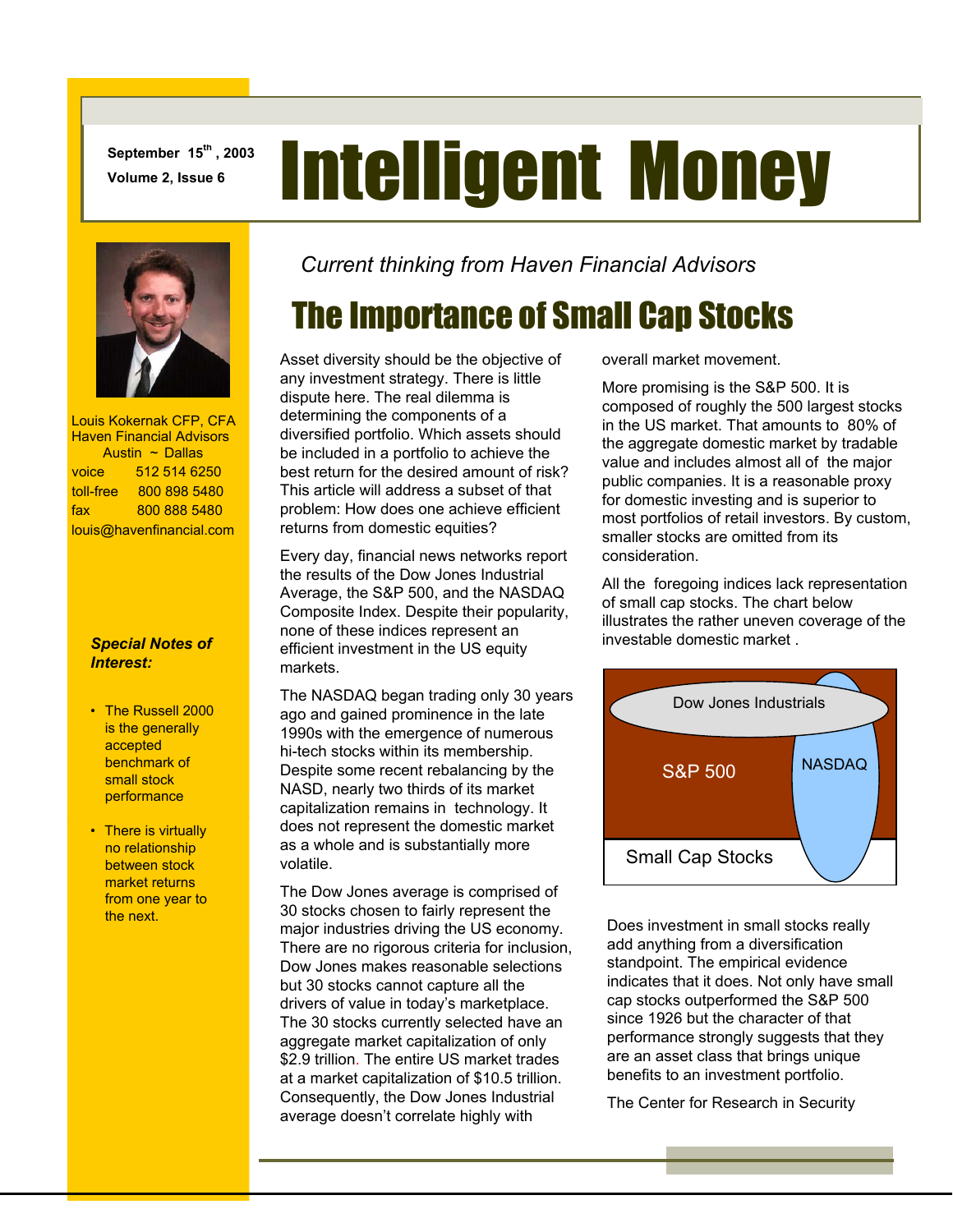September 15th, 2003
Volume 2, Issue 6

# Intelligent Money

Louis Kokernak CFP, CFA
Haven Financial Advisors
Austin ~ Dallas

voice 512 514 6250
toll-free 800 898 5480
fax 800 888 5480
louis@havenfinancial.com

***Special Notes of Interest:***

- The Russell 2000 is the generally accepted benchmark of small stock performance
- There is virtually no relationship between stock market returns from one year to the next.

*Current thinking from Haven Financial Advisors*

## The Importance of Small Cap Stocks

Asset diversity should be the objective of any investment strategy. There is little dispute here. The real dilemma is determining the components of a diversified portfolio. Which assets should be included in a portfolio to achieve the best return for the desired amount of risk? This article will address a subset of that problem: How does one achieve efficient returns from domestic equities?

Every day, financial news networks report the results of the Dow Jones Industrial Average, the S&P 500, and the NASDAQ Composite Index. Despite their popularity, none of these indices represent an efficient investment in the US equity markets.

The NASDAQ began trading only 30 years ago and gained prominence in the late 1990s with the emergence of numerous hi-tech stocks within its membership. Despite some recent rebalancing by the NASD, nearly two thirds of its market capitalization remains in technology. It does not represent the domestic market as a whole and is substantially more volatile.

The Dow Jones average is comprised of 30 stocks chosen to fairly represent the major industries driving the US economy. There are no rigorous criteria for inclusion, Dow Jones makes reasonable selections but 30 stocks cannot capture all the drivers of value in today's marketplace. The 30 stocks currently selected have an aggregate market capitalization of only $2.9 trillion. The entire US market trades at a market capitalization of $10.5 trillion. Consequently, the Dow Jones Industrial average doesn't correlate highly with overall market movement.

More promising is the S&P 500. It is composed of roughly the 500 largest stocks in the US market. That amounts to 80% of the aggregate domestic market by tradable value and includes almost all of the major public companies. It is a reasonable proxy for domestic investing and is superior to most portfolios of retail investors. By custom, smaller stocks are omitted from its consideration.

All the foregoing indices lack representation of small cap stocks. The chart below illustrates the rather uneven coverage of the investable domestic market .

Dow Jones Industrials
S&P 500
NASDAQ
Small Cap Stocks

Does investment in small stocks really add anything from a diversification standpoint. The empirical evidence indicates that it does. Not only have small cap stocks outperformed the S&P 500 since 1926 but the character of that performance strongly suggests that they are an asset class that brings unique benefits to an investment portfolio.

The Center for Research in Security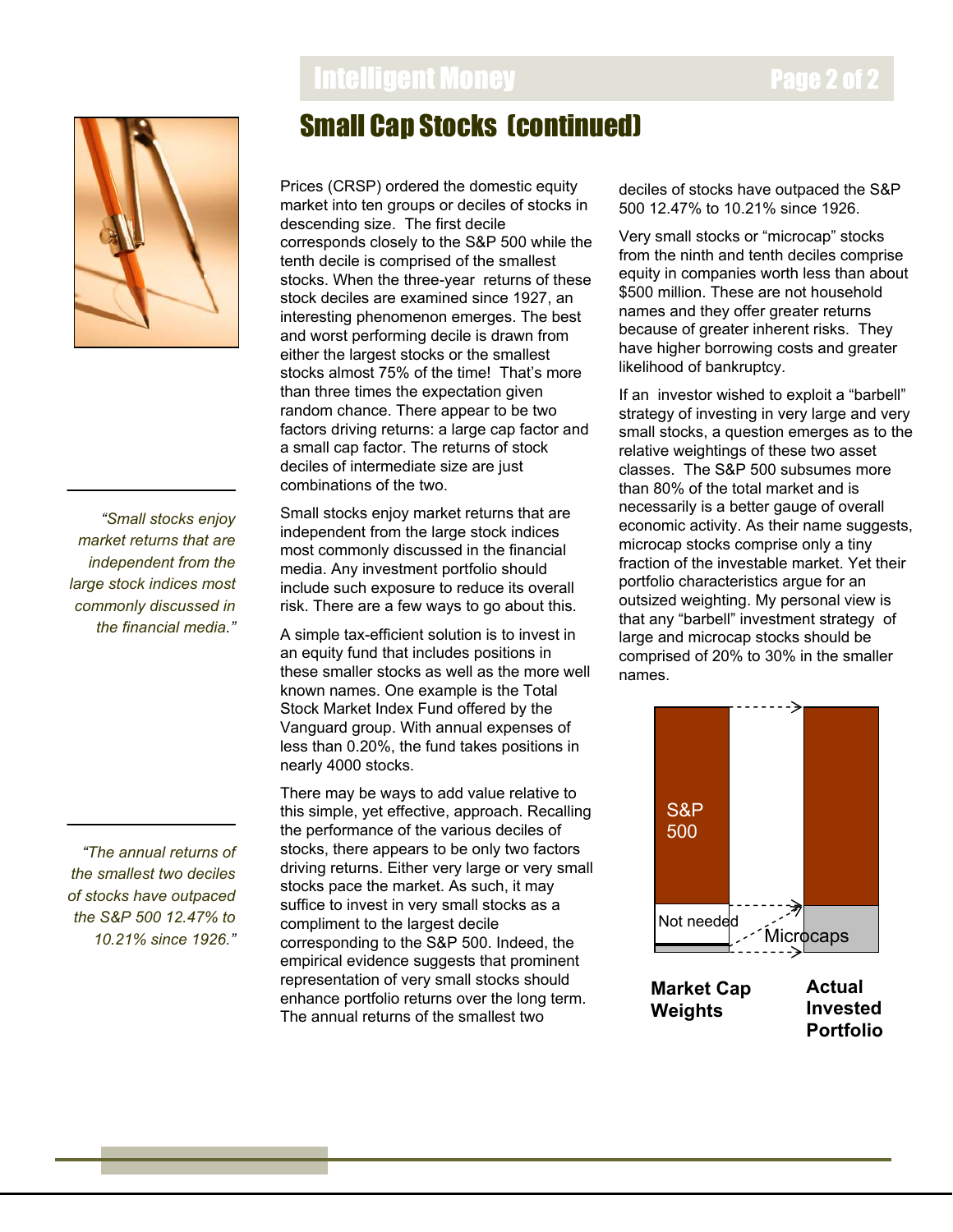## Small Cap Stocks (continued)

Prices (CRSP) ordered the domestic equity market into ten groups or deciles of stocks in descending size. The first decile corresponds closely to the S&P 500 while the tenth decile is comprised of the smallest stocks. When the three-year returns of these stock deciles are examined since 1927, an interesting phenomenon emerges. The best and worst performing decile is drawn from either the largest stocks or the smallest stocks almost 75% of the time! That's more than three times the expectation given random chance. There appear to be two factors driving returns: a large cap factor and a small cap factor. The returns of stock deciles of intermediate size are just combinations of the two.

Small stocks enjoy market returns that are independent from the large stock indices most commonly discussed in the financial media. Any investment portfolio should include such exposure to reduce its overall risk. There are a few ways to go about this.

A simple tax-efficient solution is to invest in an equity fund that includes positions in these smaller stocks as well as the more well known names. One example is the Total Stock Market Index Fund offered by the Vanguard group. With annual expenses of less than 0.20%, the fund takes positions in nearly 4000 stocks.

There may be ways to add value relative to this simple, yet effective, approach. Recalling the performance of the various deciles of stocks, there appears to be only two factors driving returns. Either very large or very small stocks pace the market. As such, it may suffice to invest in very small stocks as a compliment to the largest decile corresponding to the S&P 500. Indeed, the empirical evidence suggests that prominent representation of very small stocks should enhance portfolio returns over the long term. The annual returns of the smallest two deciles of stocks have outpaced the S&P 500 12.47% to 10.21% since 1926.

Very small stocks or "microcap" stocks from the ninth and tenth deciles comprise equity in companies worth less than about $500 million. These are not household names and they offer greater returns because of greater inherent risks. They have higher borrowing costs and greater likelihood of bankruptcy.

If an investor wished to exploit a "barbell" strategy of investing in very large and very small stocks, a question emerges as to the relative weightings of these two asset classes. The S&P 500 subsumes more than 80% of the total market and is necessarily is a better gauge of overall economic activity. As their name suggests, microcap stocks comprise only a tiny fraction of the investable market. Yet their portfolio characteristics argue for an outsized weighting. My personal view is that any "barbell" investment strategy of large and microcap stocks should be comprised of 20% to 30% in the smaller names.

*"Small stocks enjoy market returns that are independent from the large stock indices most commonly discussed in the financial media."*

*"The annual returns of the smallest two deciles of stocks have outpaced the S&P 500 12.47% to 10.21% since 1926."*

S&P 500

Not needed

Microcaps

**Market Cap Weights**

**Actual Invested Portfolio**